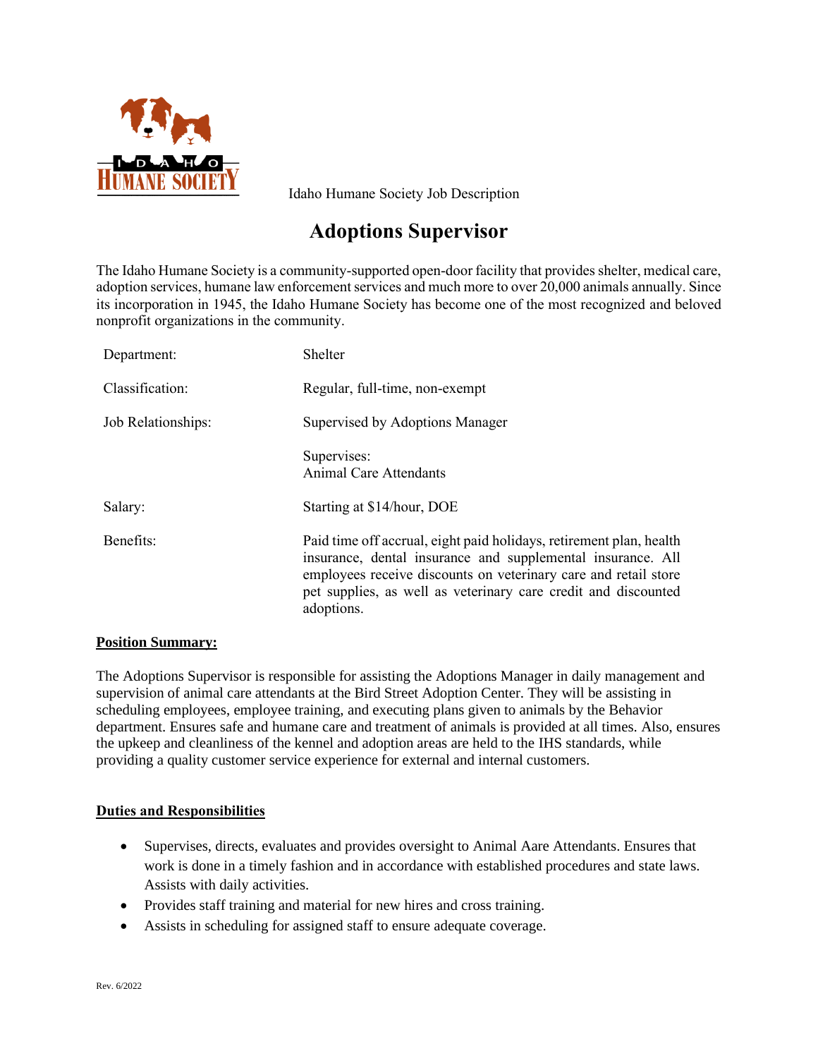Idaho Humane Society Job Description

# Adoptions Supervisor

The Idaho Humane Society is a community-supported open-door facility that provides shelter, medical care, adoption services, humane law enforcement services and much more to over 20,000 animals annually. Since its incorporation in 1945, the Idaho Humane Society has become one of the most recognized and beloved nonprofit organizations in the community.

| | |
|---|---|
| Department: | Shelter |
| Classification: | Regular, full-time, non-exempt |
| Job Relationships: | Supervised by Adoptions Manager |
| | Supervises: Animal Care Attendants |
| Salary: | Starting at $14/hour, DOE |
| Benefits: | Paid time off accrual, eight paid holidays, retirement plan, health insurance, dental insurance and supplemental insurance. All employees receive discounts on veterinary care and retail store pet supplies, as well as veterinary care credit and discounted adoptions. |

**Position Summary:**

The Adoptions Supervisor is responsible for assisting the Adoptions Manager in daily management and supervision of animal care attendants at the Bird Street Adoption Center. They will be assisting in scheduling employees, employee training, and executing plans given to animals by the Behavior department. Ensures safe and humane care and treatment of animals is provided at all times. Also, ensures the upkeep and cleanliness of the kennel and adoption areas are held to the IHS standards, while providing a quality customer service experience for external and internal customers.

**Duties and Responsibilities**

- Supervises, directs, evaluates and provides oversight to Animal Aare Attendants. Ensures that work is done in a timely fashion and in accordance with established procedures and state laws. Assists with daily activities.
- Provides staff training and material for new hires and cross training.
- Assists in scheduling for assigned staff to ensure adequate coverage.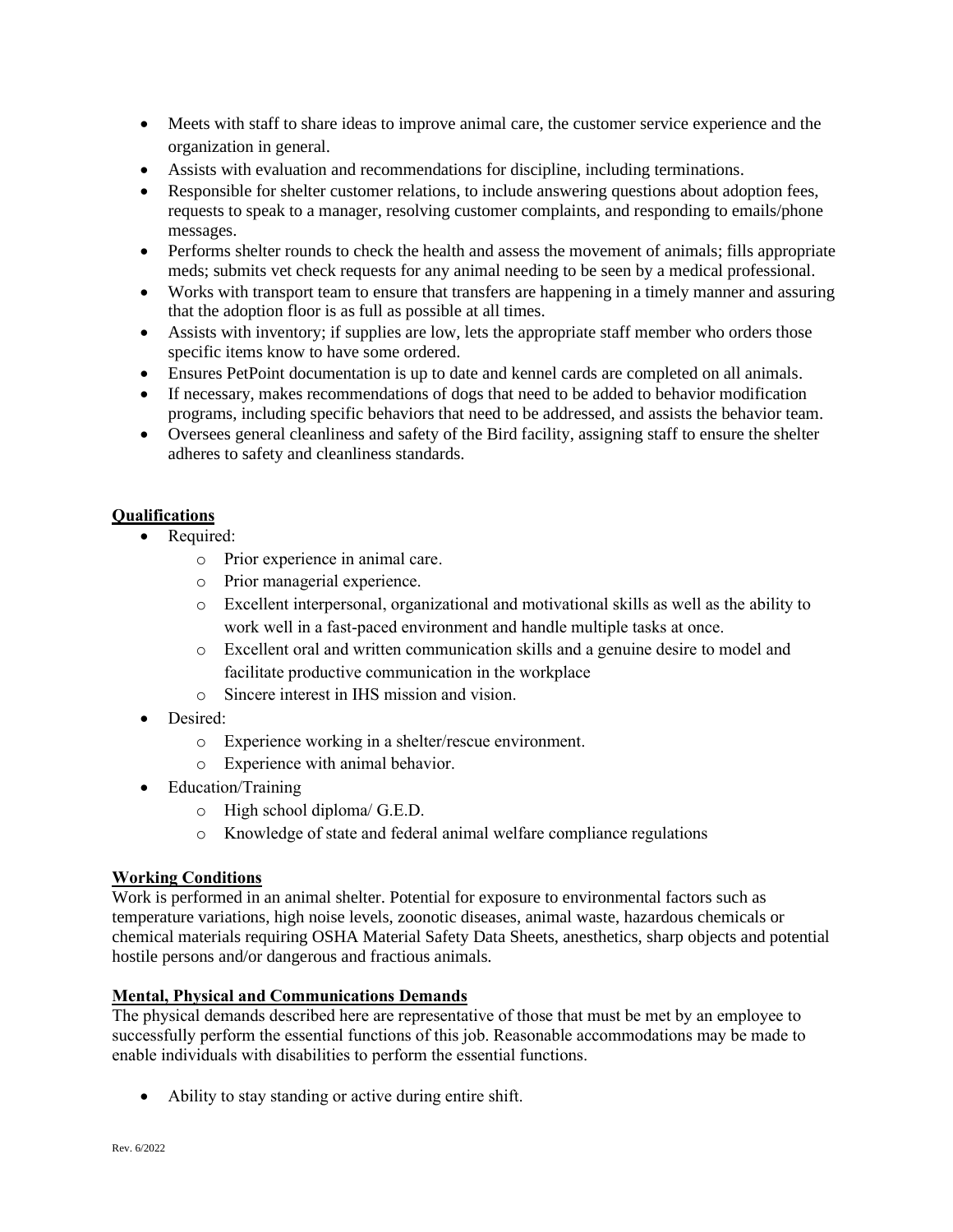- Meets with staff to share ideas to improve animal care, the customer service experience and the organization in general.
- Assists with evaluation and recommendations for discipline, including terminations.
- Responsible for shelter customer relations, to include answering questions about adoption fees, requests to speak to a manager, resolving customer complaints, and responding to emails/phone messages.
- Performs shelter rounds to check the health and assess the movement of animals; fills appropriate meds; submits vet check requests for any animal needing to be seen by a medical professional.
- Works with transport team to ensure that transfers are happening in a timely manner and assuring that the adoption floor is as full as possible at all times.
- Assists with inventory; if supplies are low, lets the appropriate staff member who orders those specific items know to have some ordered.
- Ensures PetPoint documentation is up to date and kennel cards are completed on all animals.
- If necessary, makes recommendations of dogs that need to be added to behavior modification programs, including specific behaviors that need to be addressed, and assists the behavior team.
- Oversees general cleanliness and safety of the Bird facility, assigning staff to ensure the shelter adheres to safety and cleanliness standards.

**Qualifications**

- Required:
  - Prior experience in animal care.
  - Prior managerial experience.
  - Excellent interpersonal, organizational and motivational skills as well as the ability to work well in a fast-paced environment and handle multiple tasks at once.
  - Excellent oral and written communication skills and a genuine desire to model and facilitate productive communication in the workplace
  - Sincere interest in IHS mission and vision.
- Desired:
  - Experience working in a shelter/rescue environment.
  - Experience with animal behavior.
- Education/Training
  - High school diploma/ G.E.D.
  - Knowledge of state and federal animal welfare compliance regulations

**Working Conditions**

Work is performed in an animal shelter. Potential for exposure to environmental factors such as temperature variations, high noise levels, zoonotic diseases, animal waste, hazardous chemicals or chemical materials requiring OSHA Material Safety Data Sheets, anesthetics, sharp objects and potential hostile persons and/or dangerous and fractious animals.

**Mental, Physical and Communications Demands**

The physical demands described here are representative of those that must be met by an employee to successfully perform the essential functions of this job. Reasonable accommodations may be made to enable individuals with disabilities to perform the essential functions.

- Ability to stay standing or active during entire shift.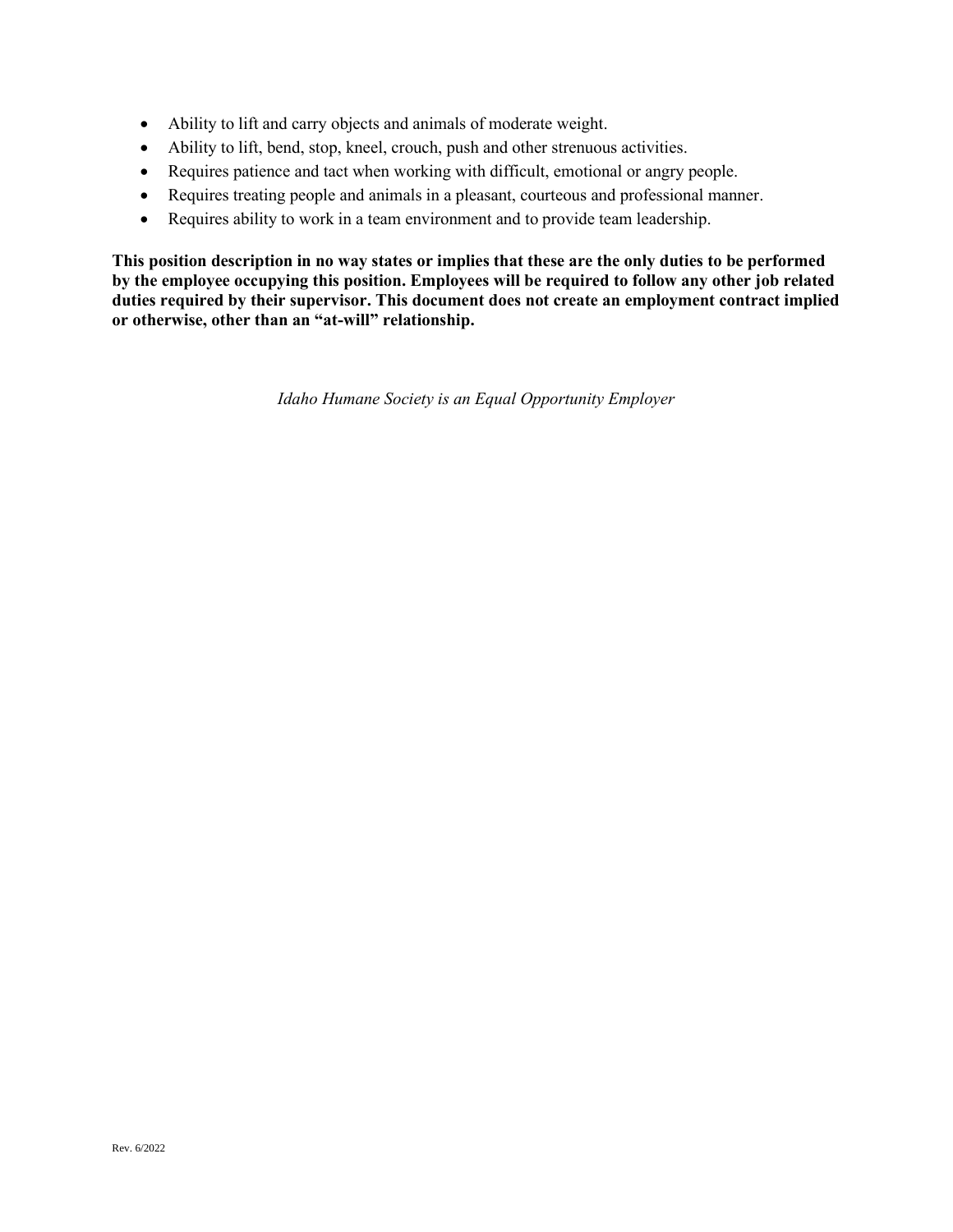- Ability to lift and carry objects and animals of moderate weight.
- Ability to lift, bend, stop, kneel, crouch, push and other strenuous activities.
- Requires patience and tact when working with difficult, emotional or angry people.
- Requires treating people and animals in a pleasant, courteous and professional manner.
- Requires ability to work in a team environment and to provide team leadership.

**This position description in no way states or implies that these are the only duties to be performed by the employee occupying this position. Employees will be required to follow any other job related duties required by their supervisor. This document does not create an employment contract implied or otherwise, other than an "at-will" relationship.**

*Idaho Humane Society is an Equal Opportunity Employer*

Rev. 6/2022